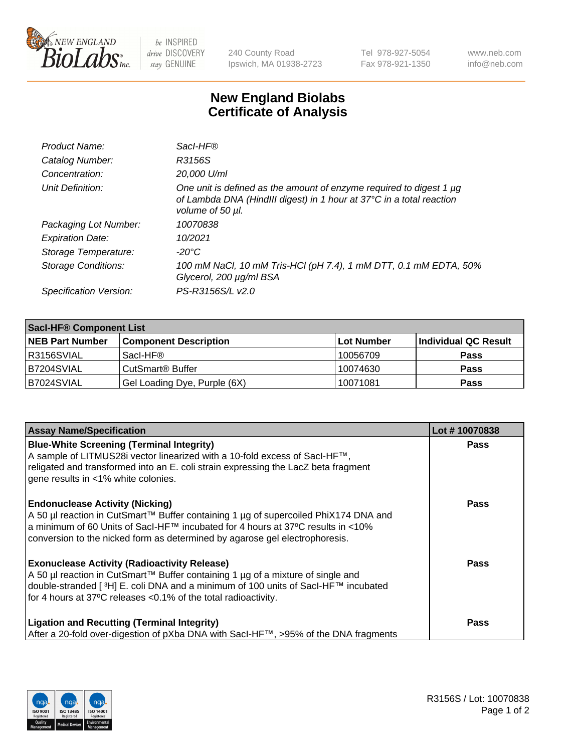# New England Biolabs Certificate of Analysis

| | |
|---|---|
| *Product Name:* | *SacI-HF®* |
| *Catalog Number:* | *R3156S* |
| *Concentration:* | *20,000 U/ml* |
| *Unit Definition:* | *One unit is defined as the amount of enzyme required to digest 1 µg of Lambda DNA (HindIII digest) in 1 hour at 37°C in a total reaction volume of 50 µl.* |
| *Packaging Lot Number:* | *10070838* |
| *Expiration Date:* | *10/2021* |
| *Storage Temperature:* | *-20°C* |
| *Storage Conditions:* | *100 mM NaCl, 10 mM Tris-HCl (pH 7.4), 1 mM DTT, 0.1 mM EDTA, 50% Glycerol, 200 µg/ml BSA* |
| *Specification Version:* | *PS-R3156S/L v2.0* |

| SacI-HF® Component List | | | |
|---|---|---|---|
| **NEB Part Number** | **Component Description** | **Lot Number** | **Individual QC Result** |
| R3156SVIAL | SacI-HF® | 10056709 | **Pass** |
| B7204SVIAL | CutSmart® Buffer | 10074630 | **Pass** |
| B7024SVIAL | Gel Loading Dye, Purple (6X) | 10071081 | **Pass** |

| Assay Name/Specification | Lot # 10070838 |
|---|---|
| **Blue-White Screening (Terminal Integrity)**<br>A sample of LITMUS28i vector linearized with a 10-fold excess of SacI-HF™, religated and transformed into an E. coli strain expressing the LacZ beta fragment gene results in <1% white colonies. | **Pass** |
| **Endonuclease Activity (Nicking)**<br>A 50 µl reaction in CutSmart™ Buffer containing 1 µg of supercoiled PhiX174 DNA and a minimum of 60 Units of SacI-HF™ incubated for 4 hours at 37ºC results in <10% conversion to the nicked form as determined by agarose gel electrophoresis. | **Pass** |
| **Exonuclease Activity (Radioactivity Release)**<br>A 50 µl reaction in CutSmart™ Buffer containing 1 µg of a mixture of single and double-stranded [ $^3$H] E. coli DNA and a minimum of 100 units of SacI-HF™ incubated for 4 hours at 37ºC releases <0.1% of the total radioactivity. | **Pass** |
| **Ligation and Recutting (Terminal Integrity)**<br>After a 20-fold over-digestion of pXba DNA with SacI-HF™, >95% of the DNA fragments | **Pass** |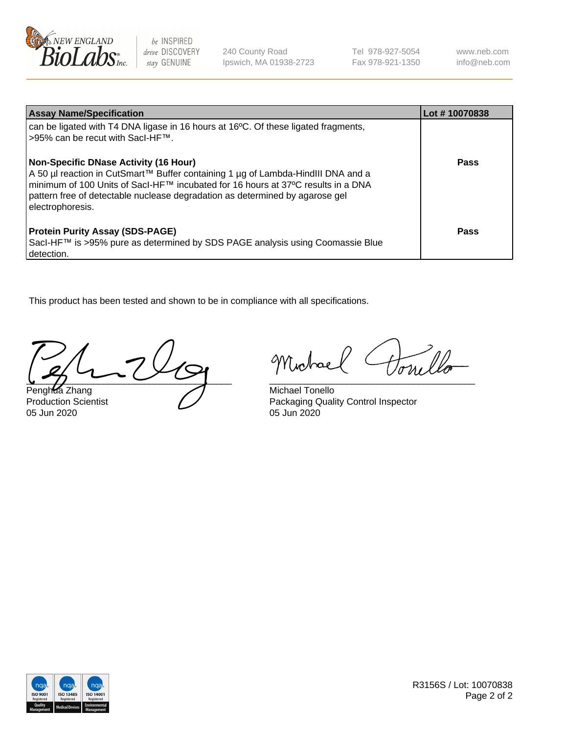| Assay Name/Specification | Lot # 10070838 |
|---|---|
| can be ligated with T4 DNA ligase in 16 hours at 16ºC. Of these ligated fragments, >95% can be recut with SacI-HF™. | |
| **Non-Specific DNase Activity (16 Hour)**<br>A 50 µl reaction in CutSmart™ Buffer containing 1 µg of Lambda-HindIII DNA and a minimum of 100 Units of SacI-HF™ incubated for 16 hours at 37ºC results in a DNA pattern free of detectable nuclease degradation as determined by agarose gel electrophoresis. | **Pass** |
| **Protein Purity Assay (SDS-PAGE)**<br>SacI-HF™ is >95% pure as determined by SDS PAGE analysis using Coomassie Blue detection. | **Pass** |

This product has been tested and shown to be in compliance with all specifications.

Penghua Zhang
Production Scientist
05 Jun 2020

Michael Tonello
Packaging Quality Control Inspector
05 Jun 2020

R3156S / Lot: 10070838